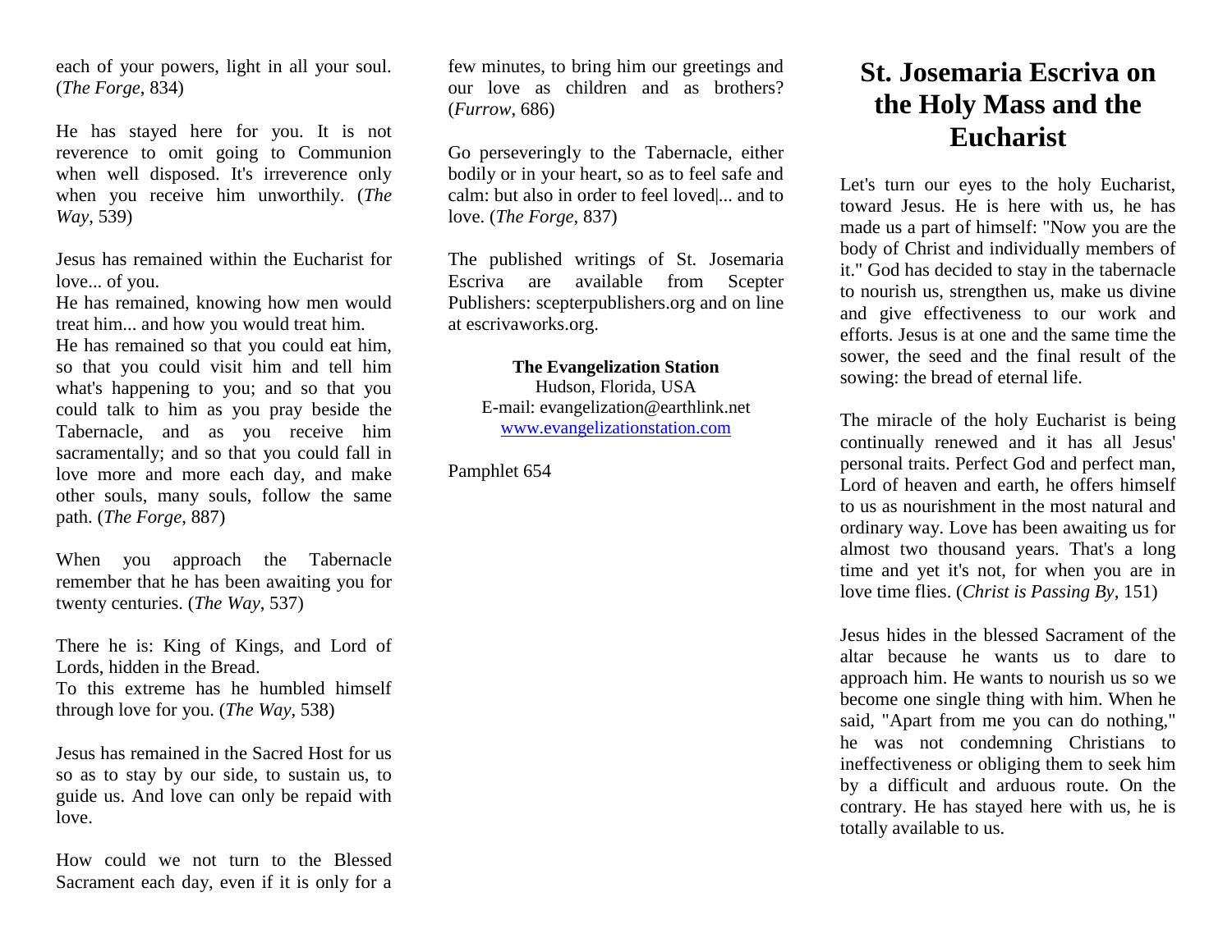each of your powers, light in all your soul. (*The Forge*, 834)

He has stayed here for you. It is not reverence to omit going to Communion when well disposed. It's irreverence only when you receive him unworthily. (*The Way*, 539)

Jesus has remained within the Eucharist for love... of you.
He has remained, knowing how men would treat him... and how you would treat him.
He has remained so that you could eat him, so that you could visit him and tell him what's happening to you; and so that you could talk to him as you pray beside the Tabernacle, and as you receive him sacramentally; and so that you could fall in love more and more each day, and make other souls, many souls, follow the same path. (*The Forge*, 887)

When you approach the Tabernacle remember that he has been awaiting you for twenty centuries. (*The Way*, 537)

There he is: King of Kings, and Lord of Lords, hidden in the Bread.
To this extreme has he humbled himself through love for you. (*The Way*, 538)

Jesus has remained in the Sacred Host for us so as to stay by our side, to sustain us, to guide us. And love can only be repaid with love.

How could we not turn to the Blessed Sacrament each day, even if it is only for a few minutes, to bring him our greetings and our love as children and as brothers? (*Furrow*, 686)

Go perseveringly to the Tabernacle, either bodily or in your heart, so as to feel safe and calm: but also in order to feel loved|... and to love. (*The Forge*, 837)

The published writings of St. Josemaria Escriva are available from Scepter Publishers: scepterpublishers.org and on line at escrivaworks.org.

**The Evangelization Station**
Hudson, Florida, USA
E-mail: evangelization@earthlink.net
www.evangelizationstation.com

Pamphlet 654

# St. Josemaria Escriva on the Holy Mass and the Eucharist

Let's turn our eyes to the holy Eucharist, toward Jesus. He is here with us, he has made us a part of himself: "Now you are the body of Christ and individually members of it." God has decided to stay in the tabernacle to nourish us, strengthen us, make us divine and give effectiveness to our work and efforts. Jesus is at one and the same time the sower, the seed and the final result of the sowing: the bread of eternal life.

The miracle of the holy Eucharist is being continually renewed and it has all Jesus' personal traits. Perfect God and perfect man, Lord of heaven and earth, he offers himself to us as nourishment in the most natural and ordinary way. Love has been awaiting us for almost two thousand years. That's a long time and yet it's not, for when you are in love time flies. (*Christ is Passing By*, 151)

Jesus hides in the blessed Sacrament of the altar because he wants us to dare to approach him. He wants to nourish us so we become one single thing with him. When he said, "Apart from me you can do nothing," he was not condemning Christians to ineffectiveness or obliging them to seek him by a difficult and arduous route. On the contrary. He has stayed here with us, he is totally available to us.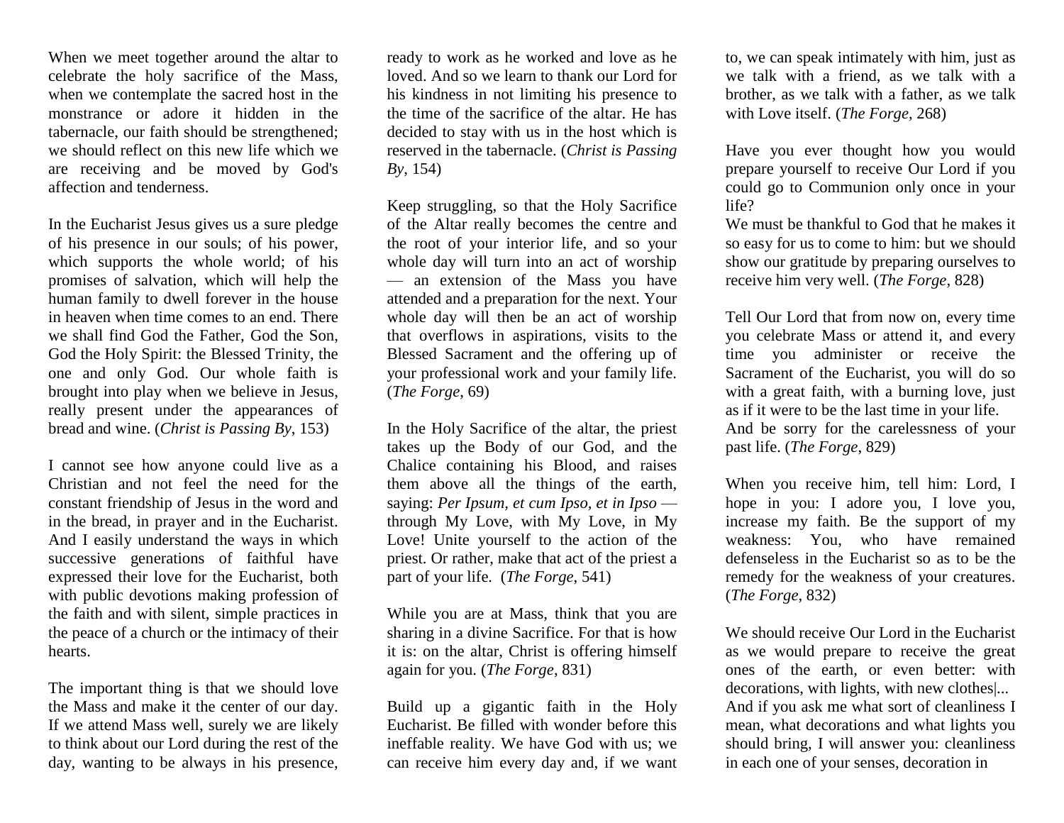When we meet together around the altar to celebrate the holy sacrifice of the Mass, when we contemplate the sacred host in the monstrance or adore it hidden in the tabernacle, our faith should be strengthened; we should reflect on this new life which we are receiving and be moved by God's affection and tenderness.

In the Eucharist Jesus gives us a sure pledge of his presence in our souls; of his power, which supports the whole world; of his promises of salvation, which will help the human family to dwell forever in the house in heaven when time comes to an end. There we shall find God the Father, God the Son, God the Holy Spirit: the Blessed Trinity, the one and only God. Our whole faith is brought into play when we believe in Jesus, really present under the appearances of bread and wine. (*Christ is Passing By*, 153)

I cannot see how anyone could live as a Christian and not feel the need for the constant friendship of Jesus in the word and in the bread, in prayer and in the Eucharist. And I easily understand the ways in which successive generations of faithful have expressed their love for the Eucharist, both with public devotions making profession of the faith and with silent, simple practices in the peace of a church or the intimacy of their hearts.

The important thing is that we should love the Mass and make it the center of our day. If we attend Mass well, surely we are likely to think about our Lord during the rest of the day, wanting to be always in his presence, ready to work as he worked and love as he loved. And so we learn to thank our Lord for his kindness in not limiting his presence to the time of the sacrifice of the altar. He has decided to stay with us in the host which is reserved in the tabernacle. (*Christ is Passing By*, 154)

Keep struggling, so that the Holy Sacrifice of the Altar really becomes the centre and the root of your interior life, and so your whole day will turn into an act of worship — an extension of the Mass you have attended and a preparation for the next. Your whole day will then be an act of worship that overflows in aspirations, visits to the Blessed Sacrament and the offering up of your professional work and your family life. (*The Forge*, 69)

In the Holy Sacrifice of the altar, the priest takes up the Body of our God, and the Chalice containing his Blood, and raises them above all the things of the earth, saying: *Per Ipsum, et cum Ipso, et in Ipso* — through My Love, with My Love, in My Love! Unite yourself to the action of the priest. Or rather, make that act of the priest a part of your life. (*The Forge*, 541)

While you are at Mass, think that you are sharing in a divine Sacrifice. For that is how it is: on the altar, Christ is offering himself again for you. (*The Forge*, 831)

Build up a gigantic faith in the Holy Eucharist. Be filled with wonder before this ineffable reality. We have God with us; we can receive him every day and, if we want to, we can speak intimately with him, just as we talk with a friend, as we talk with a brother, as we talk with a father, as we talk with Love itself. (*The Forge*, 268)

Have you ever thought how you would prepare yourself to receive Our Lord if you could go to Communion only once in your life?
We must be thankful to God that he makes it so easy for us to come to him: but we should show our gratitude by preparing ourselves to receive him very well. (*The Forge*, 828)

Tell Our Lord that from now on, every time you celebrate Mass or attend it, and every time you administer or receive the Sacrament of the Eucharist, you will do so with a great faith, with a burning love, just as if it were to be the last time in your life.
And be sorry for the carelessness of your past life. (*The Forge*, 829)

When you receive him, tell him: Lord, I hope in you: I adore you, I love you, increase my faith. Be the support of my weakness: You, who have remained defenseless in the Eucharist so as to be the remedy for the weakness of your creatures. (*The Forge*, 832)

We should receive Our Lord in the Eucharist as we would prepare to receive the great ones of the earth, or even better: with decorations, with lights, with new clothes|...
And if you ask me what sort of cleanliness I mean, what decorations and what lights you should bring, I will answer you: cleanliness in each one of your senses, decoration in